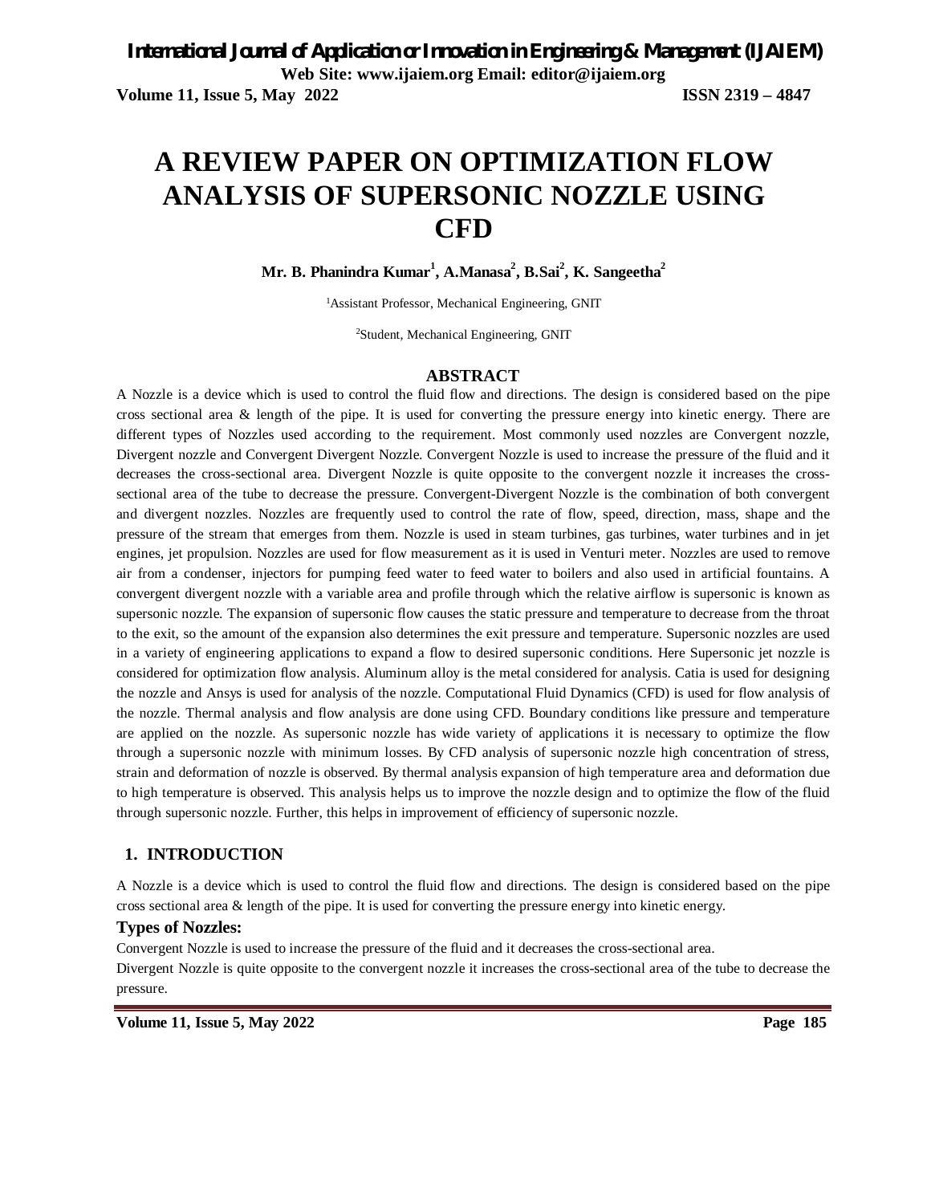# A REVIEW PAPER ON OPTIMIZATION FLOW ANALYSIS OF SUPERSONIC NOZZLE USING CFD

**Mr. B. Phanindra Kumar[1], A.Manasa[2], B.Sai[2], K. Sangeetha[2]**

[1]Assistant Professor, Mechanical Engineering, GNIT

[2]Student, Mechanical Engineering, GNIT

## ABSTRACT

A Nozzle is a device which is used to control the fluid flow and directions. The design is considered based on the pipe cross sectional area & length of the pipe. It is used for converting the pressure energy into kinetic energy. There are different types of Nozzles used according to the requirement. Most commonly used nozzles are Convergent nozzle, Divergent nozzle and Convergent Divergent Nozzle. Convergent Nozzle is used to increase the pressure of the fluid and it decreases the cross-sectional area. Divergent Nozzle is quite opposite to the convergent nozzle it increases the cross-sectional area of the tube to decrease the pressure. Convergent-Divergent Nozzle is the combination of both convergent and divergent nozzles. Nozzles are frequently used to control the rate of flow, speed, direction, mass, shape and the pressure of the stream that emerges from them. Nozzle is used in steam turbines, gas turbines, water turbines and in jet engines, jet propulsion. Nozzles are used for flow measurement as it is used in Venturi meter. Nozzles are used to remove air from a condenser, injectors for pumping feed water to feed water to boilers and also used in artificial fountains. A convergent divergent nozzle with a variable area and profile through which the relative airflow is supersonic is known as supersonic nozzle. The expansion of supersonic flow causes the static pressure and temperature to decrease from the throat to the exit, so the amount of the expansion also determines the exit pressure and temperature. Supersonic nozzles are used in a variety of engineering applications to expand a flow to desired supersonic conditions. Here Supersonic jet nozzle is considered for optimization flow analysis. Aluminum alloy is the metal considered for analysis. Catia is used for designing the nozzle and Ansys is used for analysis of the nozzle. Computational Fluid Dynamics (CFD) is used for flow analysis of the nozzle. Thermal analysis and flow analysis are done using CFD. Boundary conditions like pressure and temperature are applied on the nozzle. As supersonic nozzle has wide variety of applications it is necessary to optimize the flow through a supersonic nozzle with minimum losses. By CFD analysis of supersonic nozzle high concentration of stress, strain and deformation of nozzle is observed. By thermal analysis expansion of high temperature area and deformation due to high temperature is observed. This analysis helps us to improve the nozzle design and to optimize the flow of the fluid through supersonic nozzle. Further, this helps in improvement of efficiency of supersonic nozzle.

## 1. INTRODUCTION

A Nozzle is a device which is used to control the fluid flow and directions. The design is considered based on the pipe cross sectional area & length of the pipe. It is used for converting the pressure energy into kinetic energy.

### Types of Nozzles:

Convergent Nozzle is used to increase the pressure of the fluid and it decreases the cross-sectional area.

Divergent Nozzle is quite opposite to the convergent nozzle it increases the cross-sectional area of the tube to decrease the pressure.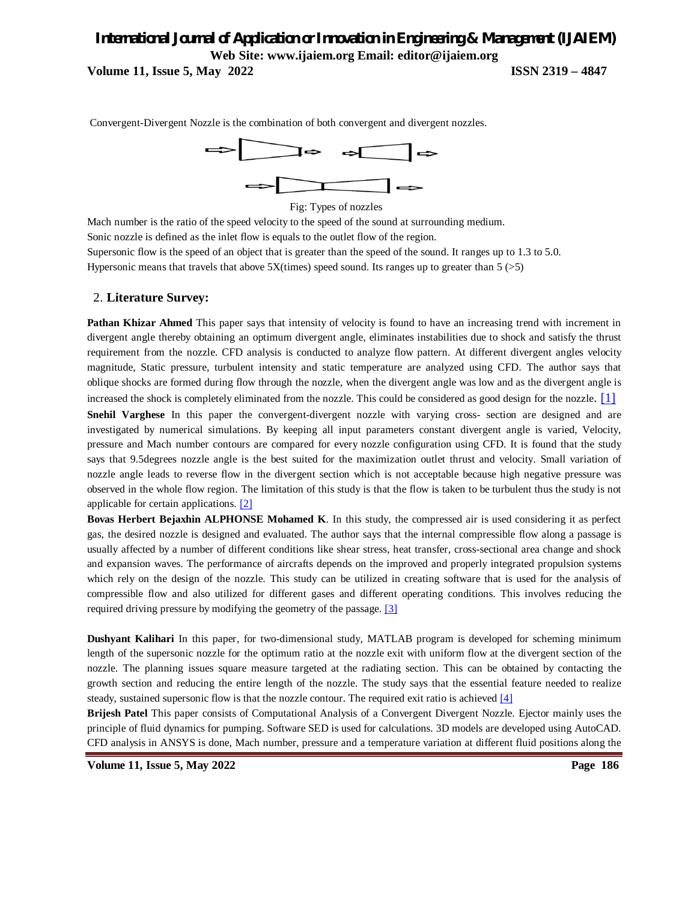Convergent-Divergent Nozzle is the combination of both convergent and divergent nozzles.

Fig: Types of nozzles

Mach number is the ratio of the speed velocity to the speed of the sound at surrounding medium.

Sonic nozzle is defined as the inlet flow is equals to the outlet flow of the region.

Supersonic flow is the speed of an object that is greater than the speed of the sound. It ranges up to 1.3 to 5.0.

Hypersonic means that travels that above 5X(times) speed sound. Its ranges up to greater than 5 (>5)

## 2. Literature Survey:

**Pathan Khizar Ahmed** This paper says that intensity of velocity is found to have an increasing trend with increment in divergent angle thereby obtaining an optimum divergent angle, eliminates instabilities due to shock and satisfy the thrust requirement from the nozzle. CFD analysis is conducted to analyze flow pattern. At different divergent angles velocity magnitude, Static pressure, turbulent intensity and static temperature are analyzed using CFD. The author says that oblique shocks are formed during flow through the nozzle, when the divergent angle was low and as the divergent angle is increased the shock is completely eliminated from the nozzle. This could be considered as good design for the nozzle. [1]

**Snehil Varghese** In this paper the convergent-divergent nozzle with varying cross- section are designed and are investigated by numerical simulations. By keeping all input parameters constant divergent angle is varied, Velocity, pressure and Mach number contours are compared for every nozzle configuration using CFD. It is found that the study says that 9.5degrees nozzle angle is the best suited for the maximization outlet thrust and velocity. Small variation of nozzle angle leads to reverse flow in the divergent section which is not acceptable because high negative pressure was observed in the whole flow region. The limitation of this study is that the flow is taken to be turbulent thus the study is not applicable for certain applications. [2]

**Bovas Herbert Bejaxhin ALPHONSE Mohamed K**. In this study, the compressed air is used considering it as perfect gas, the desired nozzle is designed and evaluated. The author says that the internal compressible flow along a passage is usually affected by a number of different conditions like shear stress, heat transfer, cross-sectional area change and shock and expansion waves. The performance of aircrafts depends on the improved and properly integrated propulsion systems which rely on the design of the nozzle. This study can be utilized in creating software that is used for the analysis of compressible flow and also utilized for different gases and different operating conditions. This involves reducing the required driving pressure by modifying the geometry of the passage. [3]

**Dushyant Kalihari** In this paper, for two-dimensional study, MATLAB program is developed for scheming minimum length of the supersonic nozzle for the optimum ratio at the nozzle exit with uniform flow at the divergent section of the nozzle. The planning issues square measure targeted at the radiating section. This can be obtained by contacting the growth section and reducing the entire length of the nozzle. The study says that the essential feature needed to realize steady, sustained supersonic flow is that the nozzle contour. The required exit ratio is achieved [4]

**Brijesh Patel** This paper consists of Computational Analysis of a Convergent Divergent Nozzle. Ejector mainly uses the principle of fluid dynamics for pumping. Software SED is used for calculations. 3D models are developed using AutoCAD. CFD analysis in ANSYS is done, Mach number, pressure and a temperature variation at different fluid positions along the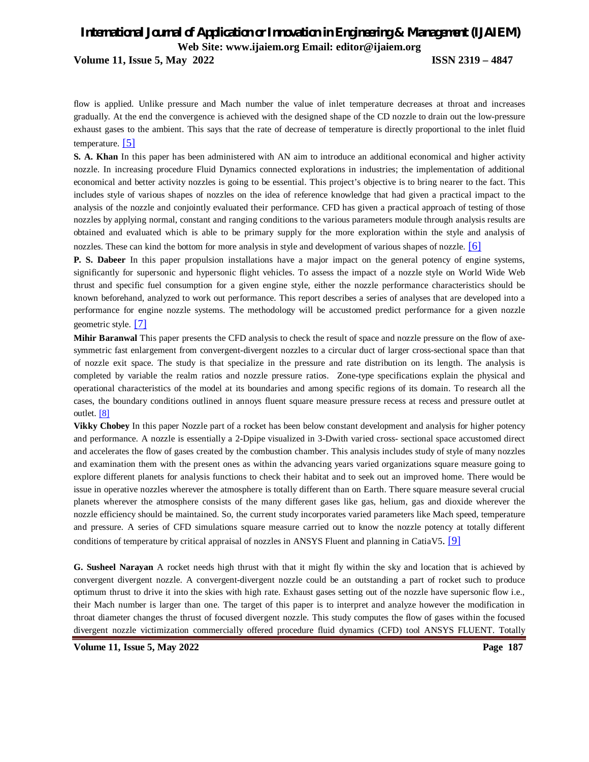flow is applied. Unlike pressure and Mach number the value of inlet temperature decreases at throat and increases gradually. At the end the convergence is achieved with the designed shape of the CD nozzle to drain out the low-pressure exhaust gases to the ambient. This says that the rate of decrease of temperature is directly proportional to the inlet fluid temperature. [5]

**S. A. Khan** In this paper has been administered with AN aim to introduce an additional economical and higher activity nozzle. In increasing procedure Fluid Dynamics connected explorations in industries; the implementation of additional economical and better activity nozzles is going to be essential. This project's objective is to bring nearer to the fact. This includes style of various shapes of nozzles on the idea of reference knowledge that had given a practical impact to the analysis of the nozzle and conjointly evaluated their performance. CFD has given a practical approach of testing of those nozzles by applying normal, constant and ranging conditions to the various parameters module through analysis results are obtained and evaluated which is able to be primary supply for the more exploration within the style and analysis of nozzles. These can kind the bottom for more analysis in style and development of various shapes of nozzle. [6]

**P. S. Dabeer** In this paper propulsion installations have a major impact on the general potency of engine systems, significantly for supersonic and hypersonic flight vehicles. To assess the impact of a nozzle style on World Wide Web thrust and specific fuel consumption for a given engine style, either the nozzle performance characteristics should be known beforehand, analyzed to work out performance. This report describes a series of analyses that are developed into a performance for engine nozzle systems. The methodology will be accustomed predict performance for a given nozzle geometric style. [7]

**Mihir Baranwal** This paper presents the CFD analysis to check the result of space and nozzle pressure on the flow of axe-symmetric fast enlargement from convergent-divergent nozzles to a circular duct of larger cross-sectional space than that of nozzle exit space. The study is that specialize in the pressure and rate distribution on its length. The analysis is completed by variable the realm ratios and nozzle pressure ratios. Zone-type specifications explain the physical and operational characteristics of the model at its boundaries and among specific regions of its domain. To research all the cases, the boundary conditions outlined in annoys fluent square measure pressure recess at recess and pressure outlet at outlet. [8]

**Vikky Chobey** In this paper Nozzle part of a rocket has been below constant development and analysis for higher potency and performance. A nozzle is essentially a 2-Dpipe visualized in 3-Dwith varied cross- sectional space accustomed direct and accelerates the flow of gases created by the combustion chamber. This analysis includes study of style of many nozzles and examination them with the present ones as within the advancing years varied organizations square measure going to explore different planets for analysis functions to check their habitat and to seek out an improved home. There would be issue in operative nozzles wherever the atmosphere is totally different than on Earth. There square measure several crucial planets wherever the atmosphere consists of the many different gases like gas, helium, gas and dioxide wherever the nozzle efficiency should be maintained. So, the current study incorporates varied parameters like Mach speed, temperature and pressure. A series of CFD simulations square measure carried out to know the nozzle potency at totally different conditions of temperature by critical appraisal of nozzles in ANSYS Fluent and planning in CatiaV5. [9]

**G. Susheel Narayan** A rocket needs high thrust with that it might fly within the sky and location that is achieved by convergent divergent nozzle. A convergent-divergent nozzle could be an outstanding a part of rocket such to produce optimum thrust to drive it into the skies with high rate. Exhaust gases setting out of the nozzle have supersonic flow i.e., their Mach number is larger than one. The target of this paper is to interpret and analyze however the modification in throat diameter changes the thrust of focused divergent nozzle. This study computes the flow of gases within the focused divergent nozzle victimization commercially offered procedure fluid dynamics (CFD) tool ANSYS FLUENT. Totally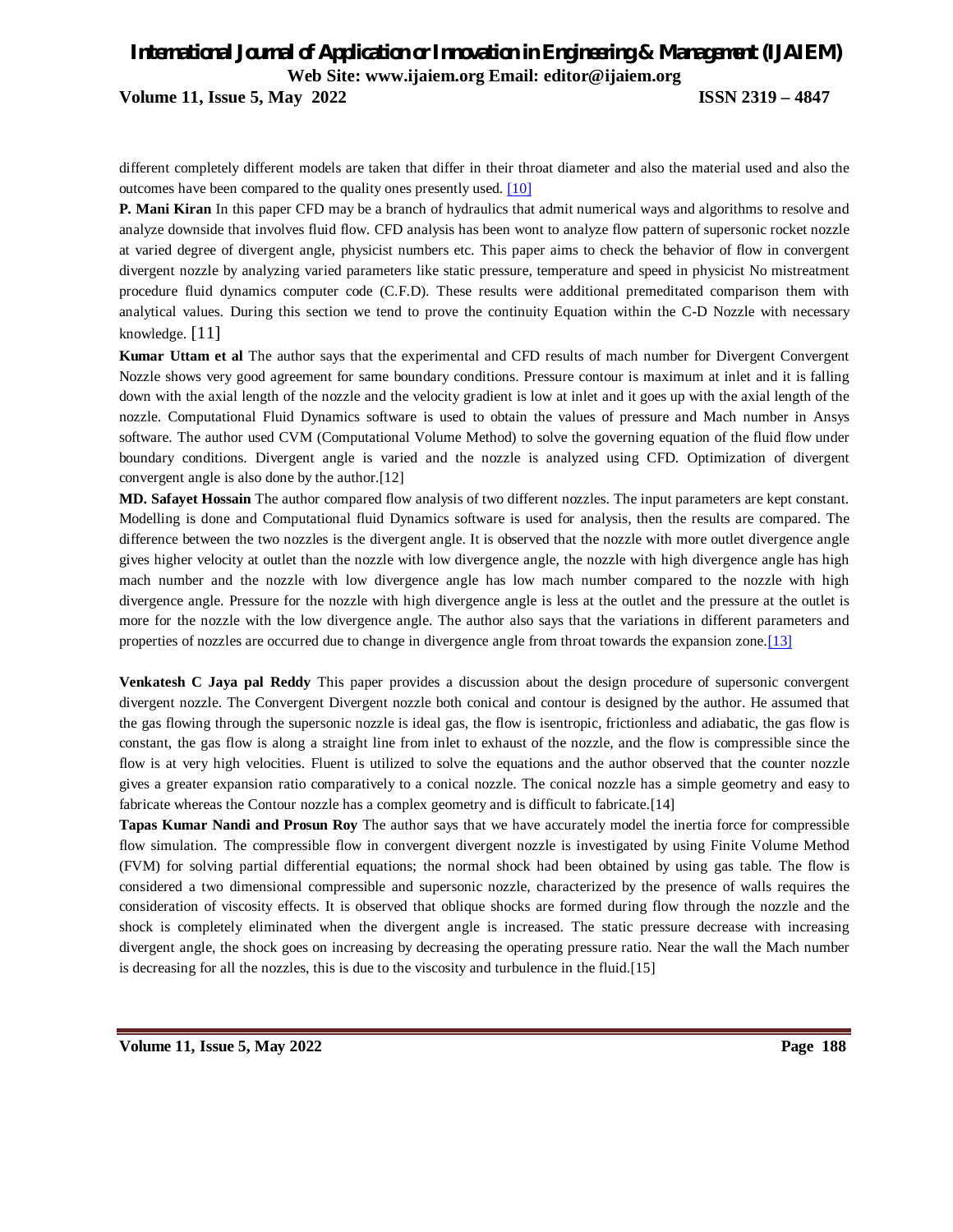different completely different models are taken that differ in their throat diameter and also the material used and also the outcomes have been compared to the quality ones presently used. [10]

**P. Mani Kiran** In this paper CFD may be a branch of hydraulics that admit numerical ways and algorithms to resolve and analyze downside that involves fluid flow. CFD analysis has been wont to analyze flow pattern of supersonic rocket nozzle at varied degree of divergent angle, physicist numbers etc. This paper aims to check the behavior of flow in convergent divergent nozzle by analyzing varied parameters like static pressure, temperature and speed in physicist No mistreatment procedure fluid dynamics computer code (C.F.D). These results were additional premeditated comparison them with analytical values. During this section we tend to prove the continuity Equation within the C-D Nozzle with necessary knowledge. [11]

**Kumar Uttam et al** The author says that the experimental and CFD results of mach number for Divergent Convergent Nozzle shows very good agreement for same boundary conditions. Pressure contour is maximum at inlet and it is falling down with the axial length of the nozzle and the velocity gradient is low at inlet and it goes up with the axial length of the nozzle. Computational Fluid Dynamics software is used to obtain the values of pressure and Mach number in Ansys software. The author used CVM (Computational Volume Method) to solve the governing equation of the fluid flow under boundary conditions. Divergent angle is varied and the nozzle is analyzed using CFD. Optimization of divergent convergent angle is also done by the author.[12]

**MD. Safayet Hossain** The author compared flow analysis of two different nozzles. The input parameters are kept constant. Modelling is done and Computational fluid Dynamics software is used for analysis, then the results are compared. The difference between the two nozzles is the divergent angle. It is observed that the nozzle with more outlet divergence angle gives higher velocity at outlet than the nozzle with low divergence angle, the nozzle with high divergence angle has high mach number and the nozzle with low divergence angle has low mach number compared to the nozzle with high divergence angle. Pressure for the nozzle with high divergence angle is less at the outlet and the pressure at the outlet is more for the nozzle with the low divergence angle. The author also says that the variations in different parameters and properties of nozzles are occurred due to change in divergence angle from throat towards the expansion zone.[13]

**Venkatesh C Jaya pal Reddy** This paper provides a discussion about the design procedure of supersonic convergent divergent nozzle. The Convergent Divergent nozzle both conical and contour is designed by the author. He assumed that the gas flowing through the supersonic nozzle is ideal gas, the flow is isentropic, frictionless and adiabatic, the gas flow is constant, the gas flow is along a straight line from inlet to exhaust of the nozzle, and the flow is compressible since the flow is at very high velocities. Fluent is utilized to solve the equations and the author observed that the counter nozzle gives a greater expansion ratio comparatively to a conical nozzle. The conical nozzle has a simple geometry and easy to fabricate whereas the Contour nozzle has a complex geometry and is difficult to fabricate.[14]

**Tapas Kumar Nandi and Prosun Roy** The author says that we have accurately model the inertia force for compressible flow simulation. The compressible flow in convergent divergent nozzle is investigated by using Finite Volume Method (FVM) for solving partial differential equations; the normal shock had been obtained by using gas table. The flow is considered a two dimensional compressible and supersonic nozzle, characterized by the presence of walls requires the consideration of viscosity effects. It is observed that oblique shocks are formed during flow through the nozzle and the shock is completely eliminated when the divergent angle is increased. The static pressure decrease with increasing divergent angle, the shock goes on increasing by decreasing the operating pressure ratio. Near the wall the Mach number is decreasing for all the nozzles, this is due to the viscosity and turbulence in the fluid.[15]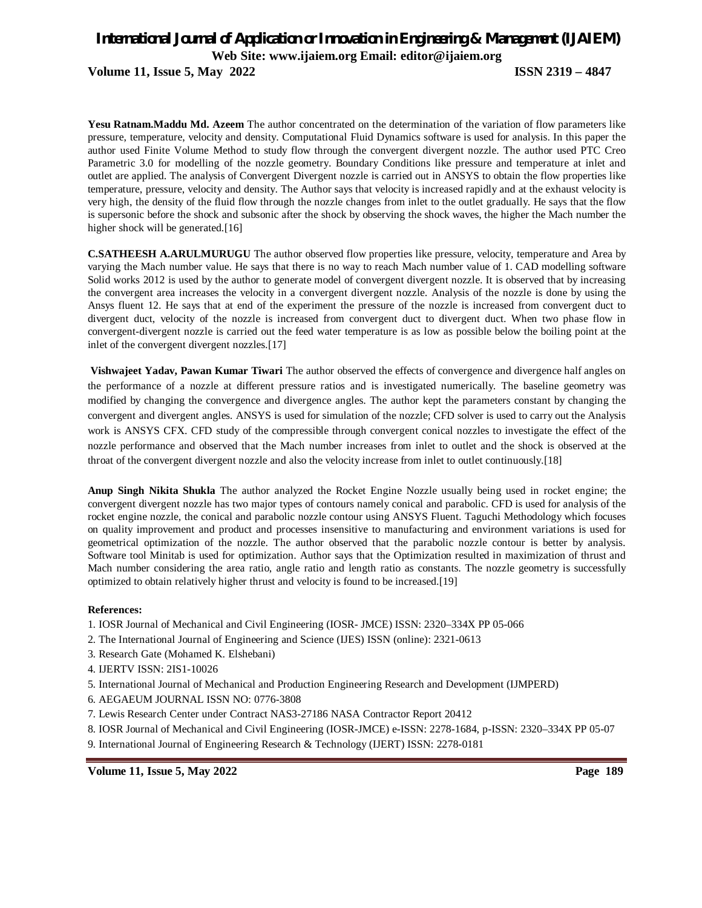**Yesu Ratnam.Maddu Md. Azeem** The author concentrated on the determination of the variation of flow parameters like pressure, temperature, velocity and density. Computational Fluid Dynamics software is used for analysis. In this paper the author used Finite Volume Method to study flow through the convergent divergent nozzle. The author used PTC Creo Parametric 3.0 for modelling of the nozzle geometry. Boundary Conditions like pressure and temperature at inlet and outlet are applied. The analysis of Convergent Divergent nozzle is carried out in ANSYS to obtain the flow properties like temperature, pressure, velocity and density. The Author says that velocity is increased rapidly and at the exhaust velocity is very high, the density of the fluid flow through the nozzle changes from inlet to the outlet gradually. He says that the flow is supersonic before the shock and subsonic after the shock by observing the shock waves, the higher the Mach number the higher shock will be generated.[16]

**C.SATHEESH A.ARULMURUGU** The author observed flow properties like pressure, velocity, temperature and Area by varying the Mach number value. He says that there is no way to reach Mach number value of 1. CAD modelling software Solid works 2012 is used by the author to generate model of convergent divergent nozzle. It is observed that by increasing the convergent area increases the velocity in a convergent divergent nozzle. Analysis of the nozzle is done by using the Ansys fluent 12. He says that at end of the experiment the pressure of the nozzle is increased from convergent duct to divergent duct, velocity of the nozzle is increased from convergent duct to divergent duct. When two phase flow in convergent-divergent nozzle is carried out the feed water temperature is as low as possible below the boiling point at the inlet of the convergent divergent nozzles.[17]

**Vishwajeet Yadav, Pawan Kumar Tiwari** The author observed the effects of convergence and divergence half angles on the performance of a nozzle at different pressure ratios and is investigated numerically. The baseline geometry was modified by changing the convergence and divergence angles. The author kept the parameters constant by changing the convergent and divergent angles. ANSYS is used for simulation of the nozzle; CFD solver is used to carry out the Analysis work is ANSYS CFX. CFD study of the compressible through convergent conical nozzles to investigate the effect of the nozzle performance and observed that the Mach number increases from inlet to outlet and the shock is observed at the throat of the convergent divergent nozzle and also the velocity increase from inlet to outlet continuously.[18]

**Anup Singh Nikita Shukla** The author analyzed the Rocket Engine Nozzle usually being used in rocket engine; the convergent divergent nozzle has two major types of contours namely conical and parabolic. CFD is used for analysis of the rocket engine nozzle, the conical and parabolic nozzle contour using ANSYS Fluent. Taguchi Methodology which focuses on quality improvement and product and processes insensitive to manufacturing and environment variations is used for geometrical optimization of the nozzle. The author observed that the parabolic nozzle contour is better by analysis. Software tool Minitab is used for optimization. Author says that the Optimization resulted in maximization of thrust and Mach number considering the area ratio, angle ratio and length ratio as constants. The nozzle geometry is successfully optimized to obtain relatively higher thrust and velocity is found to be increased.[19]

**References:**

1. IOSR Journal of Mechanical and Civil Engineering (IOSR- JMCE) ISSN: 2320–334X PP 05-066
2. The International Journal of Engineering and Science (IJES) ISSN (online): 2321-0613
3. Research Gate (Mohamed K. Elshebani)
4. IJERTV ISSN: 2IS1-10026
5. International Journal of Mechanical and Production Engineering Research and Development (IJMPERD)
6. AEGAEUM JOURNAL ISSN NO: 0776-3808
7. Lewis Research Center under Contract NAS3-27186 NASA Contractor Report 20412
8. IOSR Journal of Mechanical and Civil Engineering (IOSR-JMCE) e-ISSN: 2278-1684, p-ISSN: 2320–334X PP 05-07
9. International Journal of Engineering Research & Technology (IJERT) ISSN: 2278-0181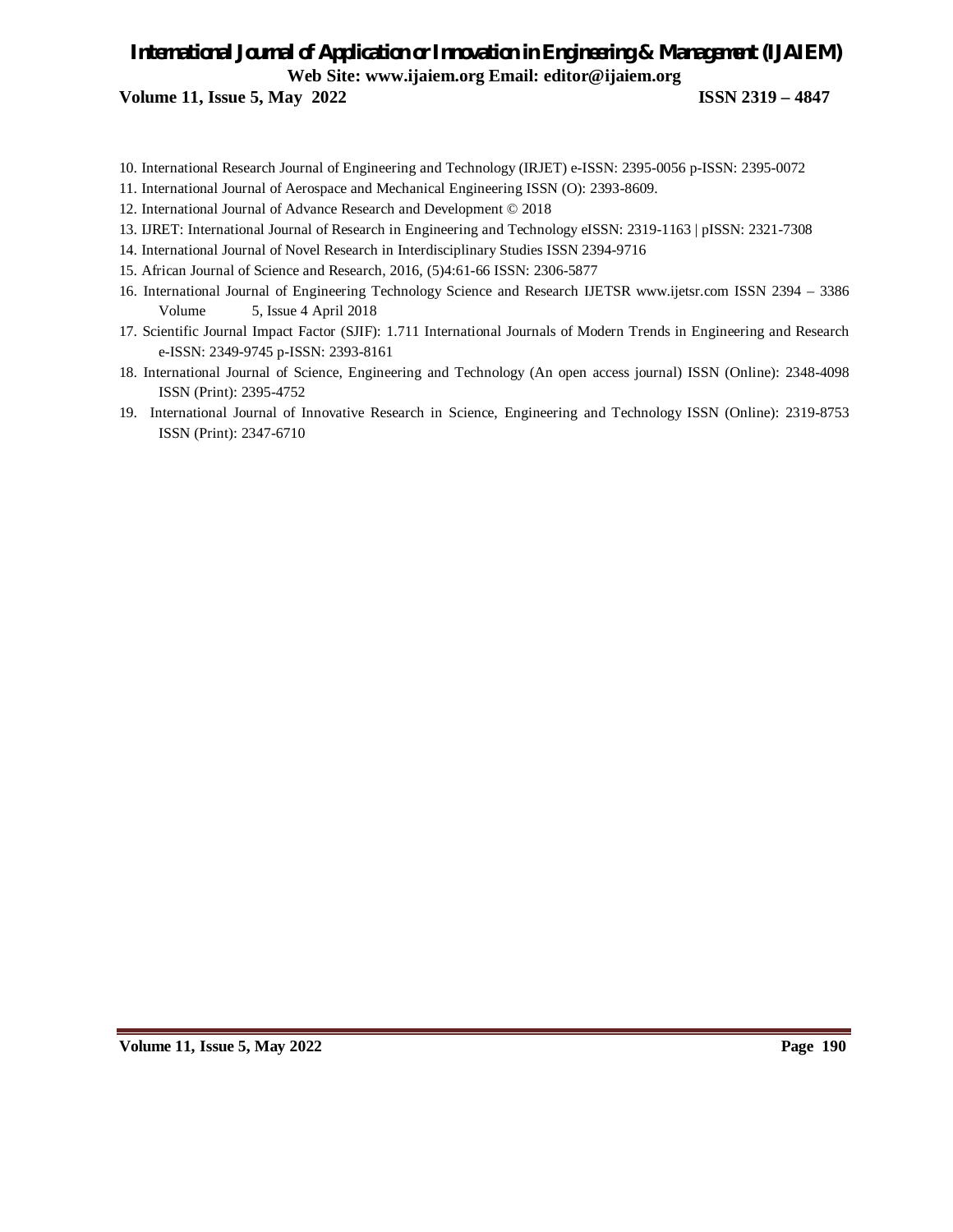10. International Research Journal of Engineering and Technology (IRJET) e-ISSN: 2395-0056 p-ISSN: 2395-0072
11. International Journal of Aerospace and Mechanical Engineering ISSN (O): 2393-8609.
12. International Journal of Advance Research and Development © 2018
13. IJRET: International Journal of Research in Engineering and Technology eISSN: 2319-1163 | pISSN: 2321-7308
14. International Journal of Novel Research in Interdisciplinary Studies ISSN 2394-9716
15. African Journal of Science and Research, 2016, (5)4:61-66 ISSN: 2306-5877
16. International Journal of Engineering Technology Science and Research IJETSR www.ijetsr.com ISSN 2394 – 3386 Volume 5, Issue 4 April 2018
17. Scientific Journal Impact Factor (SJIF): 1.711 International Journals of Modern Trends in Engineering and Research e-ISSN: 2349-9745 p-ISSN: 2393-8161
18. International Journal of Science, Engineering and Technology (An open access journal) ISSN (Online): 2348-4098 ISSN (Print): 2395-4752
19. International Journal of Innovative Research in Science, Engineering and Technology ISSN (Online): 2319-8753 ISSN (Print): 2347-6710